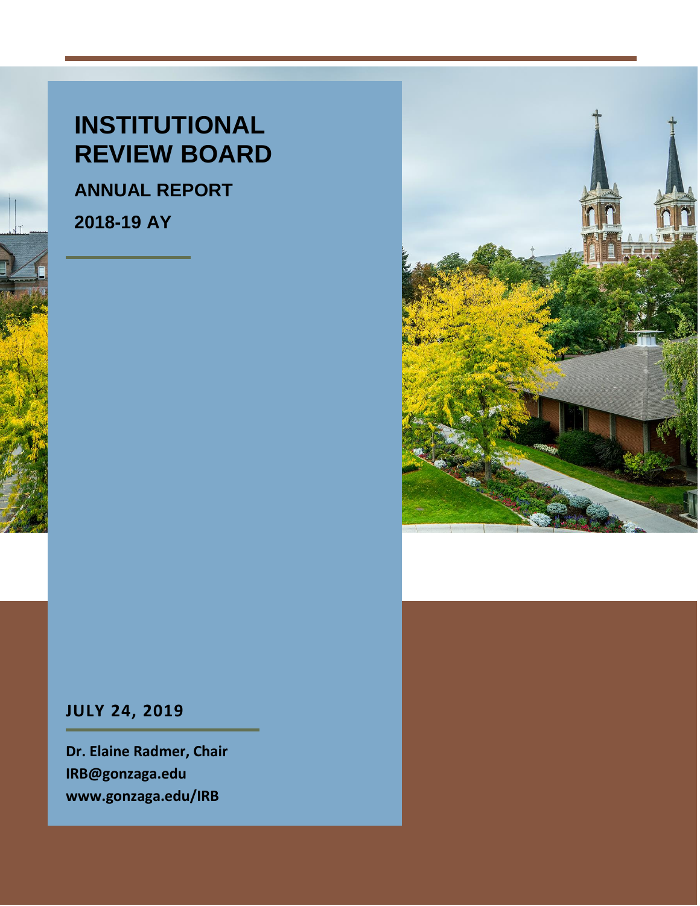# INSTITUTIONAL REVIEW BOARD

## ANNUAL REPORT

## 2018-19 AY

**JULY 24, 2019**

**Dr. Elaine Radmer, Chair**
**IRB@gonzaga.edu**
**www.gonzaga.edu/IRB**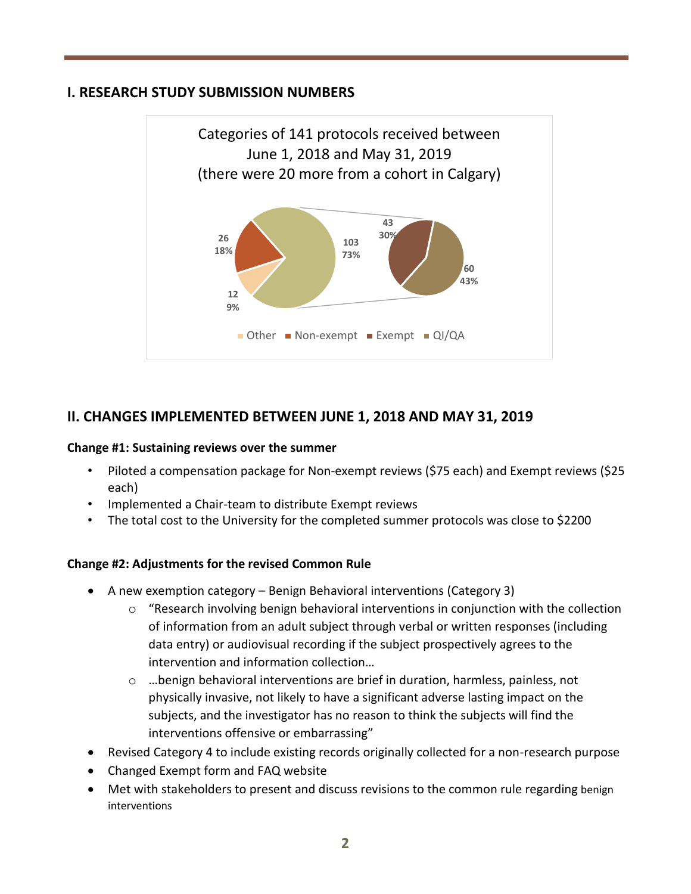## I. RESEARCH STUDY SUBMISSION NUMBERS

Categories of 141 protocols received between June 1, 2018 and May 31, 2019 (there were 20 more from a cohort in Calgary)

| Category | Count | Percent |
|---|---|---|
| Other | 12 | 9% |
| Non-exempt | 26 | 18% |
| Exempt + QI/QA | 103 | 73% |
| Exempt | 43 | 30% |
| QI/QA | 60 | 43% |

## II. CHANGES IMPLEMENTED BETWEEN JUNE 1, 2018 AND MAY 31, 2019

**Change #1: Sustaining reviews over the summer**

- Piloted a compensation package for Non-exempt reviews ($75 each) and Exempt reviews ($25 each)
- Implemented a Chair-team to distribute Exempt reviews
- The total cost to the University for the completed summer protocols was close to $2200

**Change #2: Adjustments for the revised Common Rule**

- A new exemption category – Benign Behavioral interventions (Category 3)
  - "Research involving benign behavioral interventions in conjunction with the collection of information from an adult subject through verbal or written responses (including data entry) or audiovisual recording if the subject prospectively agrees to the intervention and information collection…
  - …benign behavioral interventions are brief in duration, harmless, painless, not physically invasive, not likely to have a significant adverse lasting impact on the subjects, and the investigator has no reason to think the subjects will find the interventions offensive or embarrassing"
- Revised Category 4 to include existing records originally collected for a non-research purpose
- Changed Exempt form and FAQ website
- Met with stakeholders to present and discuss revisions to the common rule regarding benign interventions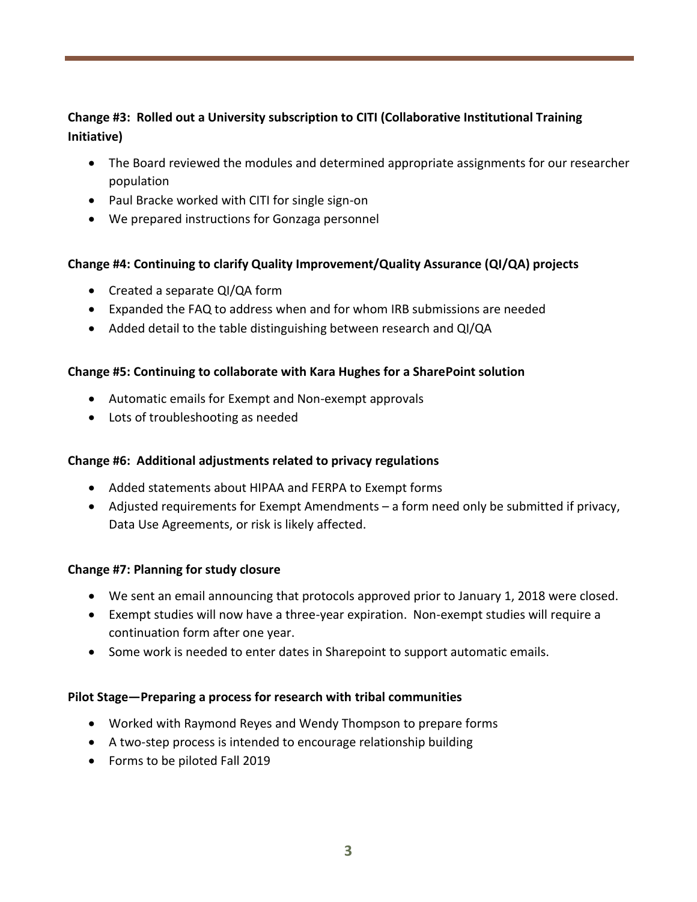### Change #3: Rolled out a University subscription to CITI (Collaborative Institutional Training Initiative)

- The Board reviewed the modules and determined appropriate assignments for our researcher population
- Paul Bracke worked with CITI for single sign-on
- We prepared instructions for Gonzaga personnel

### Change #4: Continuing to clarify Quality Improvement/Quality Assurance (QI/QA) projects

- Created a separate QI/QA form
- Expanded the FAQ to address when and for whom IRB submissions are needed
- Added detail to the table distinguishing between research and QI/QA

### Change #5: Continuing to collaborate with Kara Hughes for a SharePoint solution

- Automatic emails for Exempt and Non-exempt approvals
- Lots of troubleshooting as needed

### Change #6: Additional adjustments related to privacy regulations

- Added statements about HIPAA and FERPA to Exempt forms
- Adjusted requirements for Exempt Amendments – a form need only be submitted if privacy, Data Use Agreements, or risk is likely affected.

### Change #7: Planning for study closure

- We sent an email announcing that protocols approved prior to January 1, 2018 were closed.
- Exempt studies will now have a three-year expiration. Non-exempt studies will require a continuation form after one year.
- Some work is needed to enter dates in Sharepoint to support automatic emails.

### Pilot Stage—Preparing a process for research with tribal communities

- Worked with Raymond Reyes and Wendy Thompson to prepare forms
- A two-step process is intended to encourage relationship building
- Forms to be piloted Fall 2019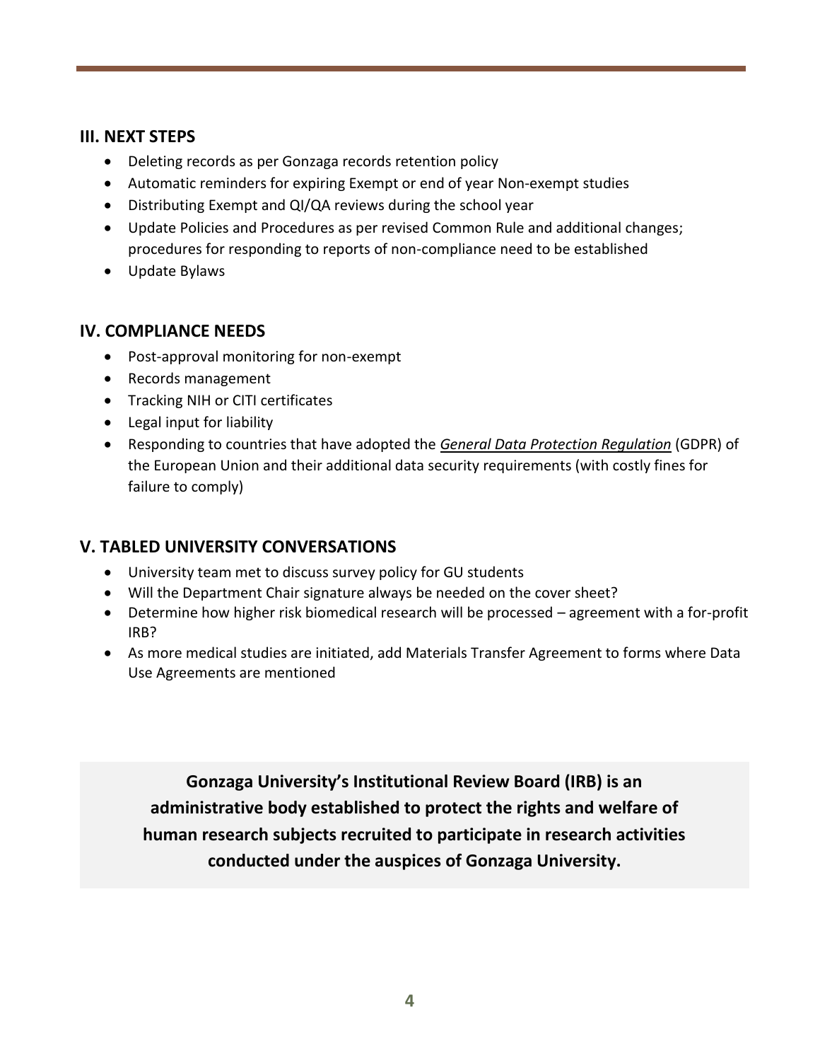## III. NEXT STEPS

- Deleting records as per Gonzaga records retention policy
- Automatic reminders for expiring Exempt or end of year Non-exempt studies
- Distributing Exempt and QI/QA reviews during the school year
- Update Policies and Procedures as per revised Common Rule and additional changes; procedures for responding to reports of non-compliance need to be established
- Update Bylaws

## IV. COMPLIANCE NEEDS

- Post-approval monitoring for non-exempt
- Records management
- Tracking NIH or CITI certificates
- Legal input for liability
- Responding to countries that have adopted the ***General Data Protection Regulation*** (GDPR) of the European Union and their additional data security requirements (with costly fines for failure to comply)

## V. TABLED UNIVERSITY CONVERSATIONS

- University team met to discuss survey policy for GU students
- Will the Department Chair signature always be needed on the cover sheet?
- Determine how higher risk biomedical research will be processed – agreement with a for-profit IRB?
- As more medical studies are initiated, add Materials Transfer Agreement to forms where Data Use Agreements are mentioned

**Gonzaga University's Institutional Review Board (IRB) is an administrative body established to protect the rights and welfare of human research subjects recruited to participate in research activities conducted under the auspices of Gonzaga University.**